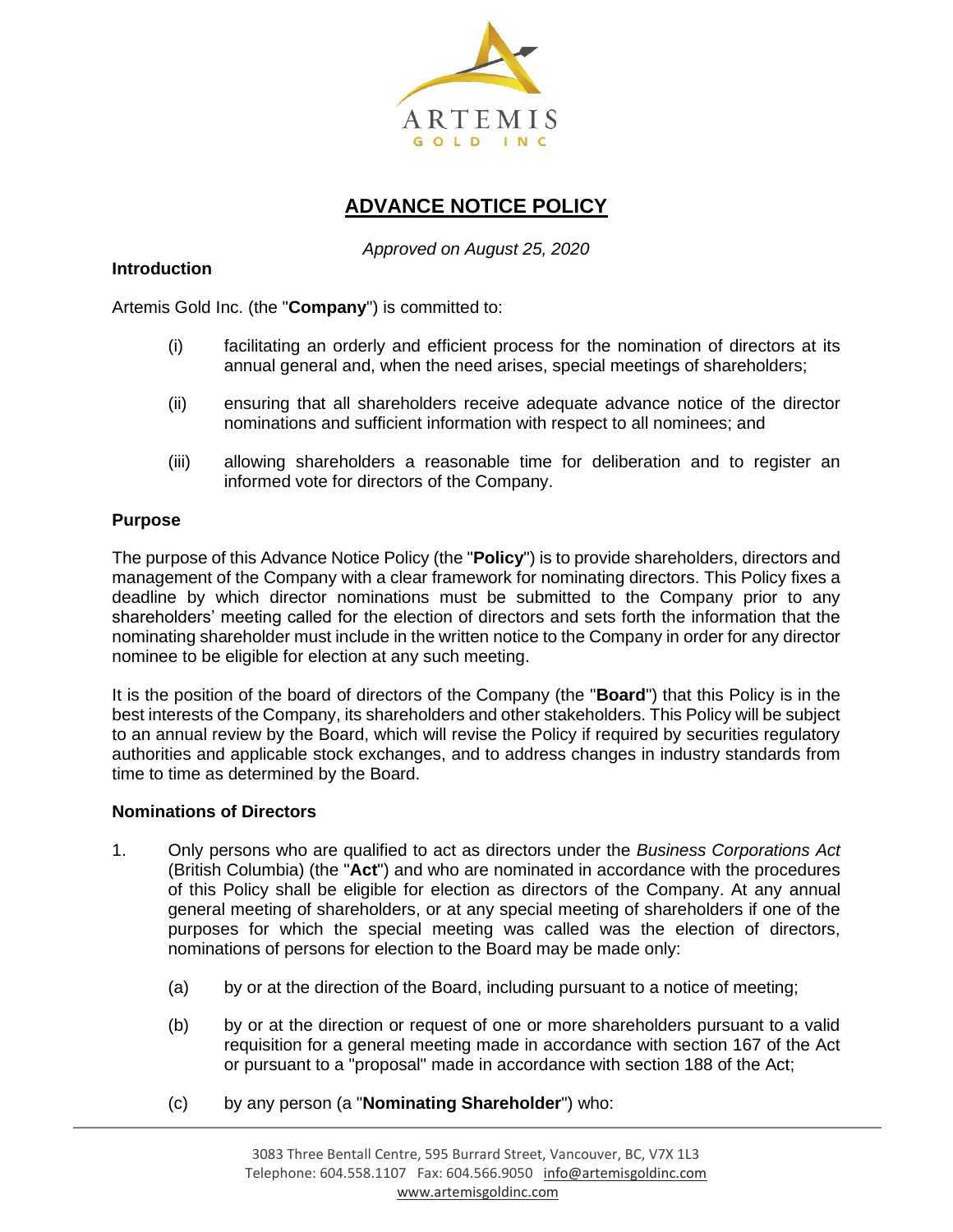# ADVANCE NOTICE POLICY

*Approved on August 25, 2020*

### Introduction

Artemis Gold Inc. (the "**Company**") is committed to:

(i) facilitating an orderly and efficient process for the nomination of directors at its annual general and, when the need arises, special meetings of shareholders;

(ii) ensuring that all shareholders receive adequate advance notice of the director nominations and sufficient information with respect to all nominees; and

(iii) allowing shareholders a reasonable time for deliberation and to register an informed vote for directors of the Company.

### Purpose

The purpose of this Advance Notice Policy (the "**Policy**") is to provide shareholders, directors and management of the Company with a clear framework for nominating directors. This Policy fixes a deadline by which director nominations must be submitted to the Company prior to any shareholders' meeting called for the election of directors and sets forth the information that the nominating shareholder must include in the written notice to the Company in order for any director nominee to be eligible for election at any such meeting.

It is the position of the board of directors of the Company (the "**Board**") that this Policy is in the best interests of the Company, its shareholders and other stakeholders. This Policy will be subject to an annual review by the Board, which will revise the Policy if required by securities regulatory authorities and applicable stock exchanges, and to address changes in industry standards from time to time as determined by the Board.

### Nominations of Directors

1. Only persons who are qualified to act as directors under the *Business Corporations Act* (British Columbia) (the "**Act**") and who are nominated in accordance with the procedures of this Policy shall be eligible for election as directors of the Company. At any annual general meeting of shareholders, or at any special meeting of shareholders if one of the purposes for which the special meeting was called was the election of directors, nominations of persons for election to the Board may be made only:

   (a) by or at the direction of the Board, including pursuant to a notice of meeting;

   (b) by or at the direction or request of one or more shareholders pursuant to a valid requisition for a general meeting made in accordance with section 167 of the Act or pursuant to a "proposal" made in accordance with section 188 of the Act;

   (c) by any person (a "**Nominating Shareholder**") who: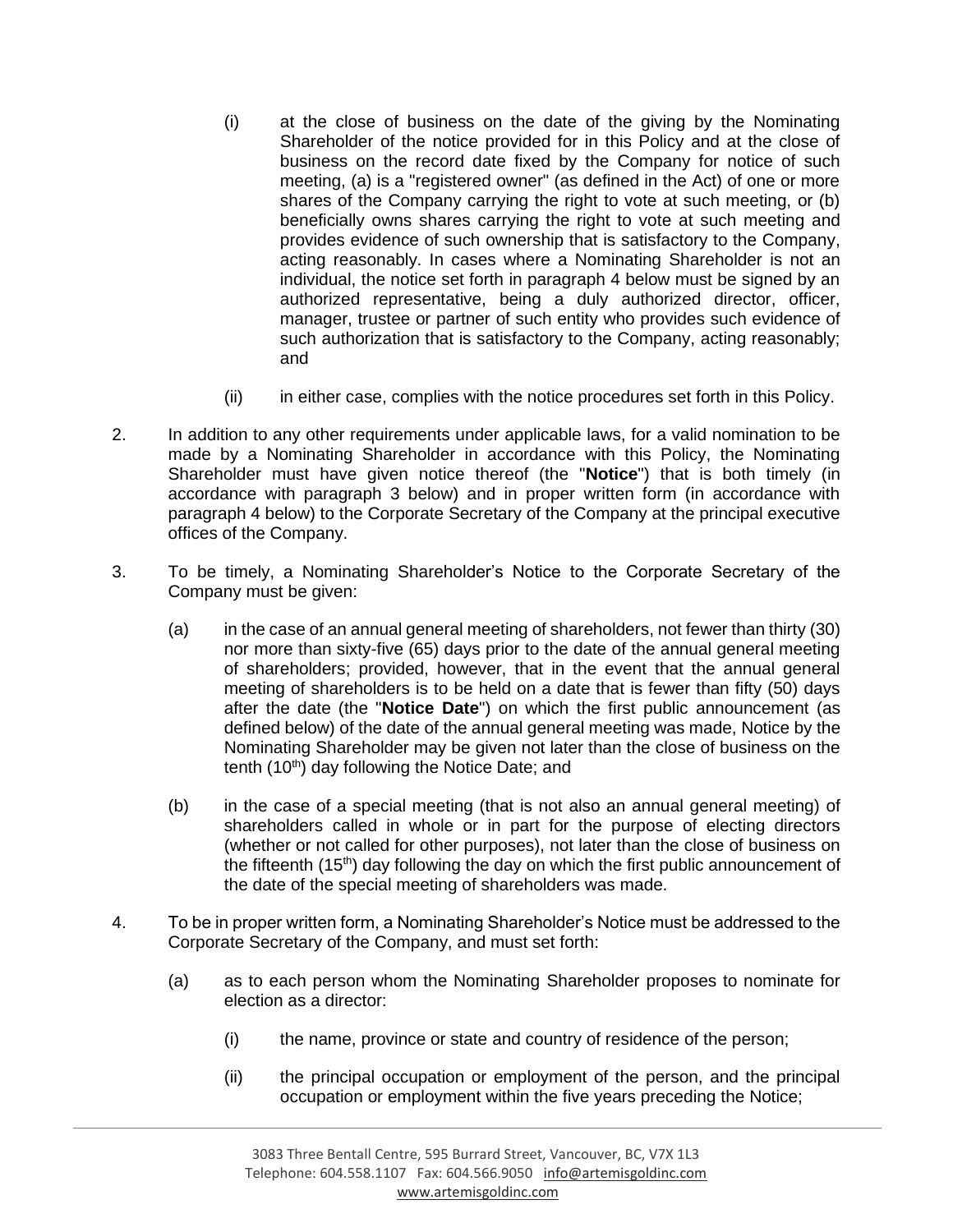(i) at the close of business on the date of the giving by the Nominating Shareholder of the notice provided for in this Policy and at the close of business on the record date fixed by the Company for notice of such meeting, (a) is a "registered owner" (as defined in the Act) of one or more shares of the Company carrying the right to vote at such meeting, or (b) beneficially owns shares carrying the right to vote at such meeting and provides evidence of such ownership that is satisfactory to the Company, acting reasonably. In cases where a Nominating Shareholder is not an individual, the notice set forth in paragraph 4 below must be signed by an authorized representative, being a duly authorized director, officer, manager, trustee or partner of such entity who provides such evidence of such authorization that is satisfactory to the Company, acting reasonably; and

(ii) in either case, complies with the notice procedures set forth in this Policy.

2. In addition to any other requirements under applicable laws, for a valid nomination to be made by a Nominating Shareholder in accordance with this Policy, the Nominating Shareholder must have given notice thereof (the "**Notice**") that is both timely (in accordance with paragraph 3 below) and in proper written form (in accordance with paragraph 4 below) to the Corporate Secretary of the Company at the principal executive offices of the Company.

3. To be timely, a Nominating Shareholder's Notice to the Corporate Secretary of the Company must be given:

(a) in the case of an annual general meeting of shareholders, not fewer than thirty (30) nor more than sixty-five (65) days prior to the date of the annual general meeting of shareholders; provided, however, that in the event that the annual general meeting of shareholders is to be held on a date that is fewer than fifty (50) days after the date (the "**Notice Date**") on which the first public announcement (as defined below) of the date of the annual general meeting was made, Notice by the Nominating Shareholder may be given not later than the close of business on the tenth (10th) day following the Notice Date; and

(b) in the case of a special meeting (that is not also an annual general meeting) of shareholders called in whole or in part for the purpose of electing directors (whether or not called for other purposes), not later than the close of business on the fifteenth (15th) day following the day on which the first public announcement of the date of the special meeting of shareholders was made.

4. To be in proper written form, a Nominating Shareholder's Notice must be addressed to the Corporate Secretary of the Company, and must set forth:

(a) as to each person whom the Nominating Shareholder proposes to nominate for election as a director:

(i) the name, province or state and country of residence of the person;

(ii) the principal occupation or employment of the person, and the principal occupation or employment within the five years preceding the Notice;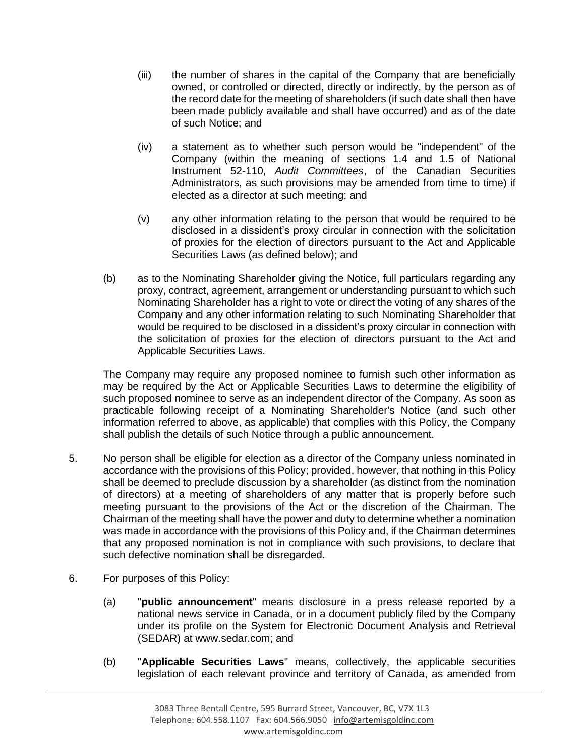(iii) the number of shares in the capital of the Company that are beneficially owned, or controlled or directed, directly or indirectly, by the person as of the record date for the meeting of shareholders (if such date shall then have been made publicly available and shall have occurred) and as of the date of such Notice; and

(iv) a statement as to whether such person would be "independent" of the Company (within the meaning of sections 1.4 and 1.5 of National Instrument 52-110, *Audit Committees*, of the Canadian Securities Administrators, as such provisions may be amended from time to time) if elected as a director at such meeting; and

(v) any other information relating to the person that would be required to be disclosed in a dissident's proxy circular in connection with the solicitation of proxies for the election of directors pursuant to the Act and Applicable Securities Laws (as defined below); and

(b) as to the Nominating Shareholder giving the Notice, full particulars regarding any proxy, contract, agreement, arrangement or understanding pursuant to which such Nominating Shareholder has a right to vote or direct the voting of any shares of the Company and any other information relating to such Nominating Shareholder that would be required to be disclosed in a dissident's proxy circular in connection with the solicitation of proxies for the election of directors pursuant to the Act and Applicable Securities Laws.

The Company may require any proposed nominee to furnish such other information as may be required by the Act or Applicable Securities Laws to determine the eligibility of such proposed nominee to serve as an independent director of the Company. As soon as practicable following receipt of a Nominating Shareholder's Notice (and such other information referred to above, as applicable) that complies with this Policy, the Company shall publish the details of such Notice through a public announcement.

5. No person shall be eligible for election as a director of the Company unless nominated in accordance with the provisions of this Policy; provided, however, that nothing in this Policy shall be deemed to preclude discussion by a shareholder (as distinct from the nomination of directors) at a meeting of shareholders of any matter that is properly before such meeting pursuant to the provisions of the Act or the discretion of the Chairman. The Chairman of the meeting shall have the power and duty to determine whether a nomination was made in accordance with the provisions of this Policy and, if the Chairman determines that any proposed nomination is not in compliance with such provisions, to declare that such defective nomination shall be disregarded.

6. For purposes of this Policy:

(a) "**public announcement**" means disclosure in a press release reported by a national news service in Canada, or in a document publicly filed by the Company under its profile on the System for Electronic Document Analysis and Retrieval (SEDAR) at www.sedar.com; and

(b) "**Applicable Securities Laws**" means, collectively, the applicable securities legislation of each relevant province and territory of Canada, as amended from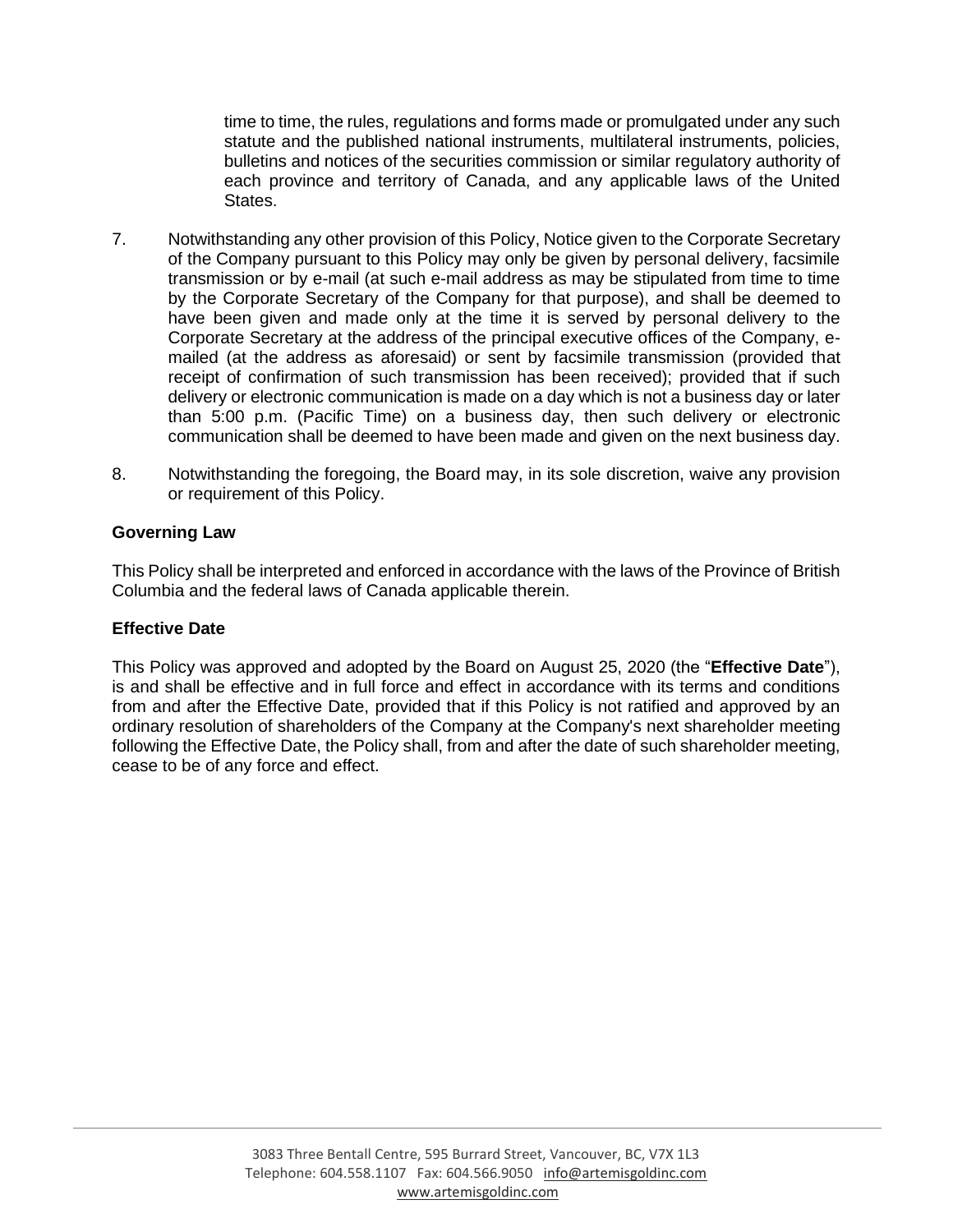time to time, the rules, regulations and forms made or promulgated under any such statute and the published national instruments, multilateral instruments, policies, bulletins and notices of the securities commission or similar regulatory authority of each province and territory of Canada, and any applicable laws of the United States.

7. Notwithstanding any other provision of this Policy, Notice given to the Corporate Secretary of the Company pursuant to this Policy may only be given by personal delivery, facsimile transmission or by e-mail (at such e-mail address as may be stipulated from time to time by the Corporate Secretary of the Company for that purpose), and shall be deemed to have been given and made only at the time it is served by personal delivery to the Corporate Secretary at the address of the principal executive offices of the Company, e-mailed (at the address as aforesaid) or sent by facsimile transmission (provided that receipt of confirmation of such transmission has been received); provided that if such delivery or electronic communication is made on a day which is not a business day or later than 5:00 p.m. (Pacific Time) on a business day, then such delivery or electronic communication shall be deemed to have been made and given on the next business day.

8. Notwithstanding the foregoing, the Board may, in its sole discretion, waive any provision or requirement of this Policy.

**Governing Law**

This Policy shall be interpreted and enforced in accordance with the laws of the Province of British Columbia and the federal laws of Canada applicable therein.

**Effective Date**

This Policy was approved and adopted by the Board on August 25, 2020 (the "**Effective Date**"), is and shall be effective and in full force and effect in accordance with its terms and conditions from and after the Effective Date, provided that if this Policy is not ratified and approved by an ordinary resolution of shareholders of the Company at the Company's next shareholder meeting following the Effective Date, the Policy shall, from and after the date of such shareholder meeting, cease to be of any force and effect.